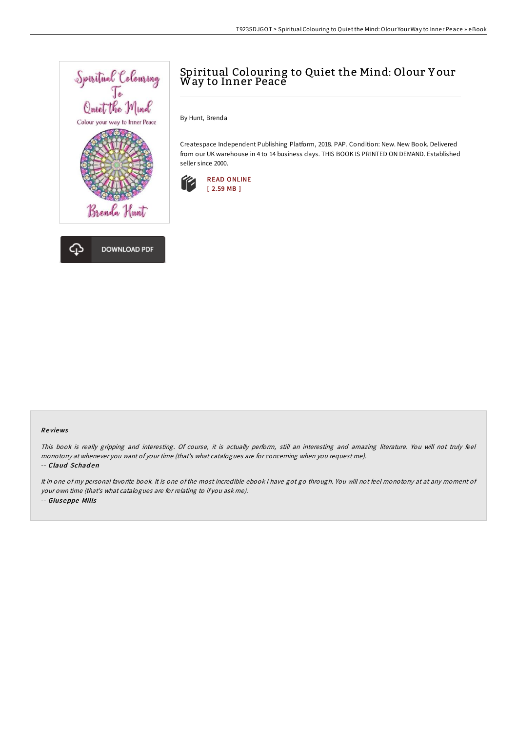# Spiritual Colouring to Quiet the Mind: Olour Your Way to Inner Peace

By Hunt, Brenda

Createspace Independent Publishing Platform, 2018. PAP. Condition: New. New Book. Delivered from our UK warehouse in 4 to 14 business days. THIS BOOK IS PRINTED ON DEMAND. Established seller since 2000.

READ ONLINE
[ 2.59 MB ]

DOWNLOAD PDF

### Reviews

*This book is really gripping and interesting. Of course, it is actually perform, still an interesting and amazing literature. You will not truly feel monotony at whenever you want of your time (that's what catalogues are for concerning when you request me).*

-- ***Claud Schaden***

*It in one of my personal favorite book. It is one of the most incredible ebook i have got go through. You will not feel monotony at at any moment of your own time (that's what catalogues are for relating to if you ask me).*

-- ***Giuseppe Mills***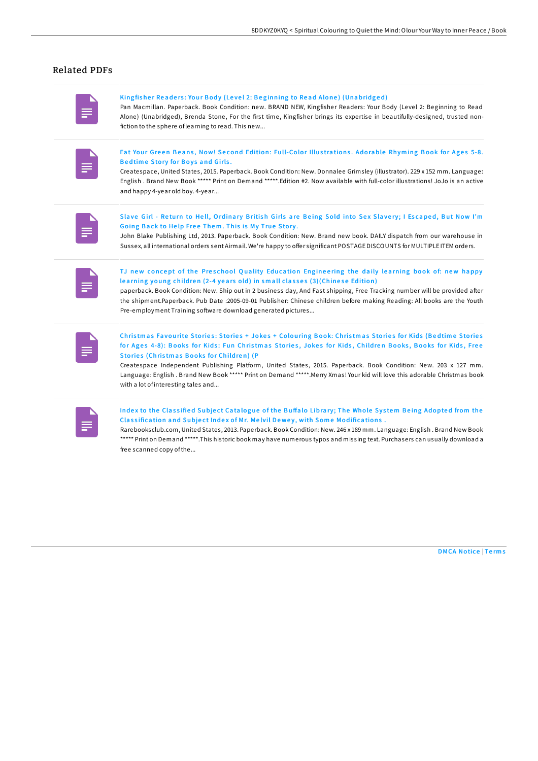## Related PDFs

**Kingfisher Readers: Your Body (Level 2: Beginning to Read Alone) (Unabridged)**

Pan Macmillan. Paperback. Book Condition: new. BRAND NEW, Kingfisher Readers: Your Body (Level 2: Beginning to Read Alone) (Unabridged), Brenda Stone, For the first time, Kingfisher brings its expertise in beautifully-designed, trusted non-fiction to the sphere of learning to read. This new...

**Eat Your Green Beans, Now! Second Edition: Full-Color Illustrations. Adorable Rhyming Book for Ages 5-8. Bedtime Story for Boys and Girls.**

Createspace, United States, 2015. Paperback. Book Condition: New. Donnalee Grimsley (illustrator). 229 x 152 mm. Language: English . Brand New Book ***** Print on Demand *****.Edition #2. Now available with full-color illustrations! JoJo is an active and happy 4-year old boy. 4-year...

**Slave Girl - Return to Hell, Ordinary British Girls are Being Sold into Sex Slavery; I Escaped, But Now I'm Going Back to Help Free Them. This is My True Story.**

John Blake Publishing Ltd, 2013. Paperback. Book Condition: New. Brand new book. DAILY dispatch from our warehouse in Sussex, all international orders sent Airmail. We're happy to offer significant POSTAGE DISCOUNTS for MULTIPLE ITEM orders.

**TJ new concept of the Preschool Quality Education Engineering the daily learning book of: new happy learning young children (2-4 years old) in small classes (3)(Chinese Edition)**

paperback. Book Condition: New. Ship out in 2 business day, And Fast shipping, Free Tracking number will be provided after the shipment.Paperback. Pub Date :2005-09-01 Publisher: Chinese children before making Reading: All books are the Youth Pre-employment Training software download generated pictures...

**Christmas Favourite Stories: Stories + Jokes + Colouring Book: Christmas Stories for Kids (Bedtime Stories for Ages 4-8): Books for Kids: Fun Christmas Stories, Jokes for Kids, Children Books, Books for Kids, Free Stories (Christmas Books for Children) (P**

Createspace Independent Publishing Platform, United States, 2015. Paperback. Book Condition: New. 203 x 127 mm. Language: English . Brand New Book ***** Print on Demand *****.Merry Xmas! Your kid will love this adorable Christmas book with a lot of interesting tales and...

**Index to the Classified Subject Catalogue of the Buffalo Library; The Whole System Being Adopted from the Classification and Subject Index of Mr. Melvil Dewey, with Some Modifications .**

Rarebooksclub.com, United States, 2013. Paperback. Book Condition: New. 246 x 189 mm. Language: English . Brand New Book ***** Print on Demand *****.This historic book may have numerous typos and missing text. Purchasers can usually download a free scanned copy of the...

DMCA Notice | Terms